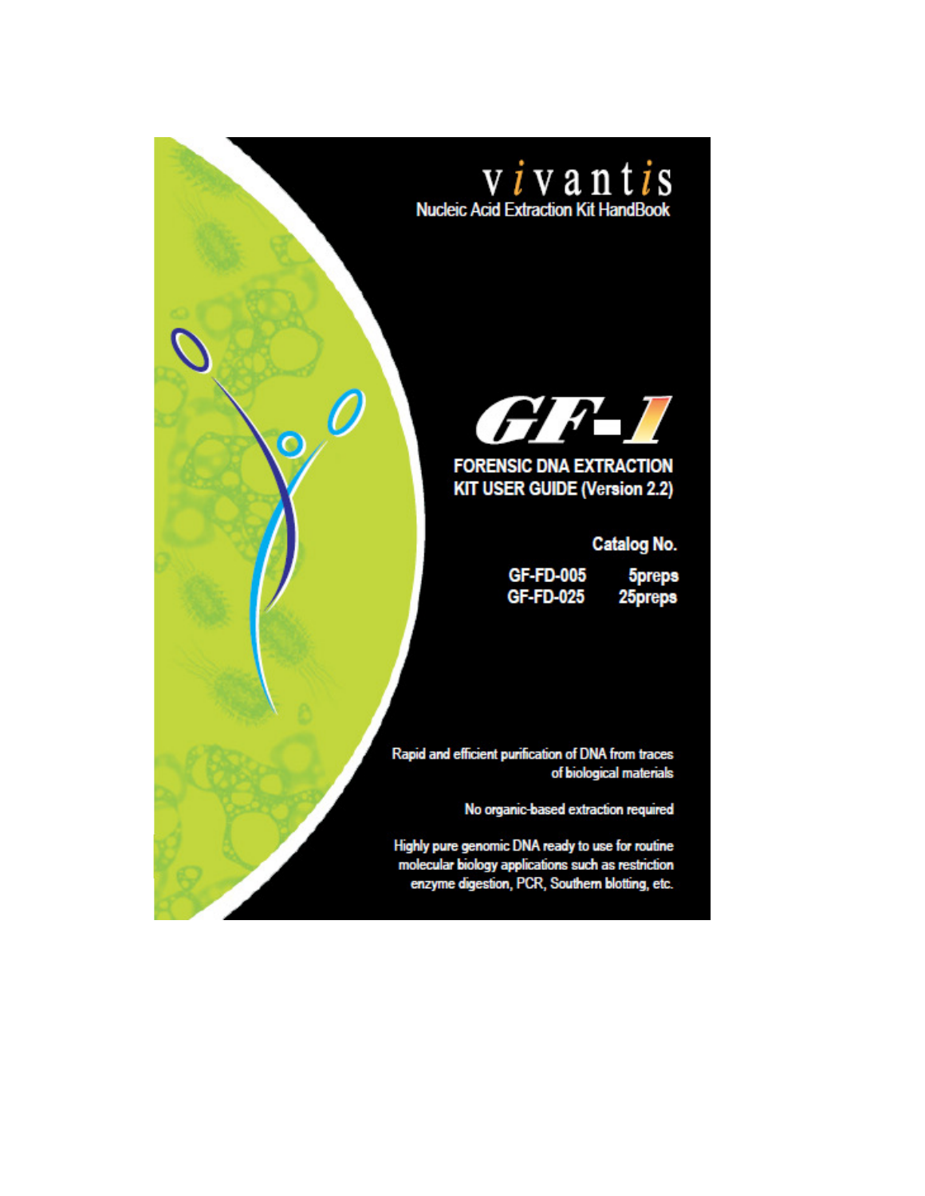# vivantis

Nucleic Acid Extraction Kit HandBook

# GF-1

## FORENSIC DNA EXTRACTION KIT USER GUIDE (Version 2.2)

**Catalog No.**

| | |
|---|---|
| GF-FD-005 | 5preps |
| GF-FD-025 | 25preps |

Rapid and efficient purification of DNA from traces of biological materials

No organic-based extraction required

Highly pure genomic DNA ready to use for routine molecular biology applications such as restriction enzyme digestion, PCR, Southern blotting, etc.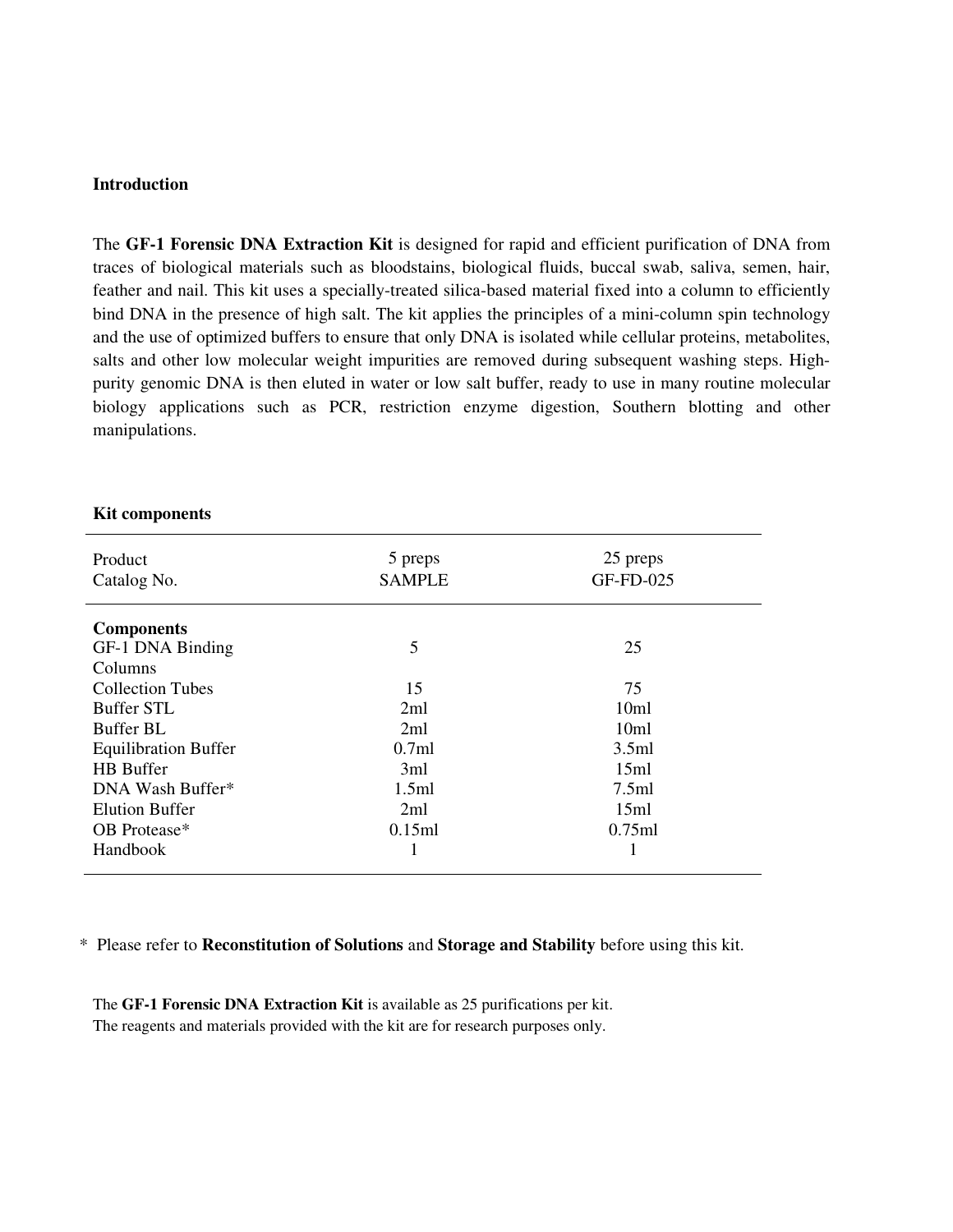## Introduction

The **GF-1 Forensic DNA Extraction Kit** is designed for rapid and efficient purification of DNA from traces of biological materials such as bloodstains, biological fluids, buccal swab, saliva, semen, hair, feather and nail. This kit uses a specially-treated silica-based material fixed into a column to efficiently bind DNA in the presence of high salt. The kit applies the principles of a mini-column spin technology and the use of optimized buffers to ensure that only DNA is isolated while cellular proteins, metabolites, salts and other low molecular weight impurities are removed during subsequent washing steps. High-purity genomic DNA is then eluted in water or low salt buffer, ready to use in many routine molecular biology applications such as PCR, restriction enzyme digestion, Southern blotting and other manipulations.

## Kit components

| Product<br>Catalog No. | 5 preps<br>SAMPLE | 25 preps<br>GF-FD-025 |
|---|---|---|
| **Components** | | |
| GF-1 DNA Binding Columns | 5 | 25 |
| Collection Tubes | 15 | 75 |
| Buffer STL | 2ml | 10ml |
| Buffer BL | 2ml | 10ml |
| Equilibration Buffer | 0.7ml | 3.5ml |
| HB Buffer | 3ml | 15ml |
| DNA Wash Buffer* | 1.5ml | 7.5ml |
| Elution Buffer | 2ml | 15ml |
| OB Protease* | 0.15ml | 0.75ml |
| Handbook | 1 | 1 |

\* Please refer to **Reconstitution of Solutions** and **Storage and Stability** before using this kit.

The **GF-1 Forensic DNA Extraction Kit** is available as 25 purifications per kit.
The reagents and materials provided with the kit are for research purposes only.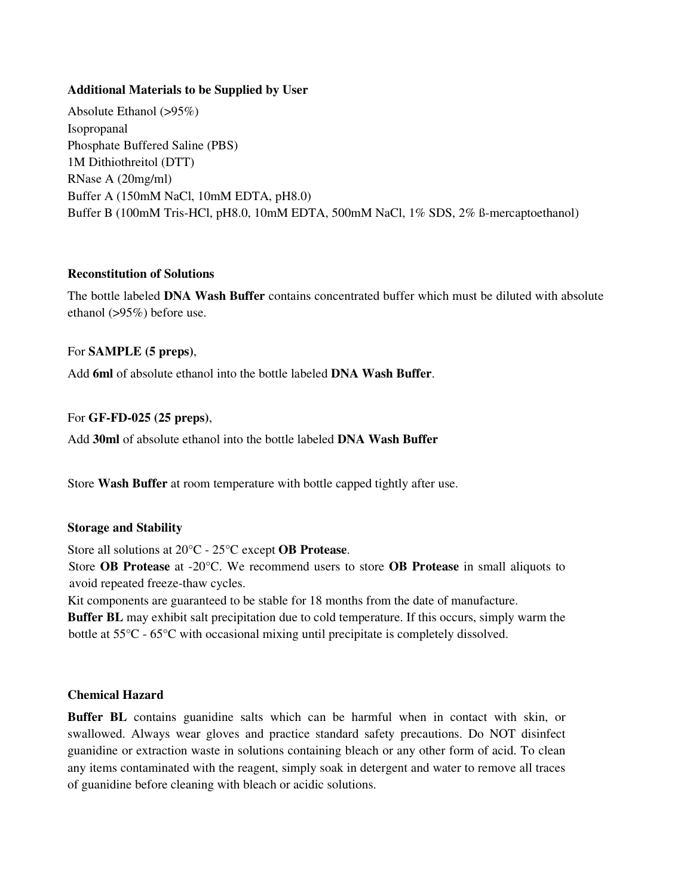**Additional Materials to be Supplied by User**

Absolute Ethanol (>95%)
Isopropanal
Phosphate Buffered Saline (PBS)
1M Dithiothreitol (DTT)
RNase A (20mg/ml)
Buffer A (150mM NaCl, 10mM EDTA, pH8.0)
Buffer B (100mM Tris-HCl, pH8.0, 10mM EDTA, 500mM NaCl, 1% SDS, 2% ß-mercaptoethanol)

**Reconstitution of Solutions**

The bottle labeled **DNA Wash Buffer** contains concentrated buffer which must be diluted with absolute ethanol (>95%) before use.

For **SAMPLE (5 preps)**,

Add **6ml** of absolute ethanol into the bottle labeled **DNA Wash Buffer**.

For **GF-FD-025 (25 preps)**,

Add **30ml** of absolute ethanol into the bottle labeled **DNA Wash Buffer**

Store **Wash Buffer** at room temperature with bottle capped tightly after use.

**Storage and Stability**

Store all solutions at 20°C - 25°C except **OB Protease**.
Store **OB Protease** at -20°C. We recommend users to store **OB Protease** in small aliquots to avoid repeated freeze-thaw cycles.
Kit components are guaranteed to be stable for 18 months from the date of manufacture.
**Buffer BL** may exhibit salt precipitation due to cold temperature. If this occurs, simply warm the bottle at 55°C - 65°C with occasional mixing until precipitate is completely dissolved.

**Chemical Hazard**

**Buffer BL** contains guanidine salts which can be harmful when in contact with skin, or swallowed. Always wear gloves and practice standard safety precautions. Do NOT disinfect guanidine or extraction waste in solutions containing bleach or any other form of acid. To clean any items contaminated with the reagent, simply soak in detergent and water to remove all traces of guanidine before cleaning with bleach or acidic solutions.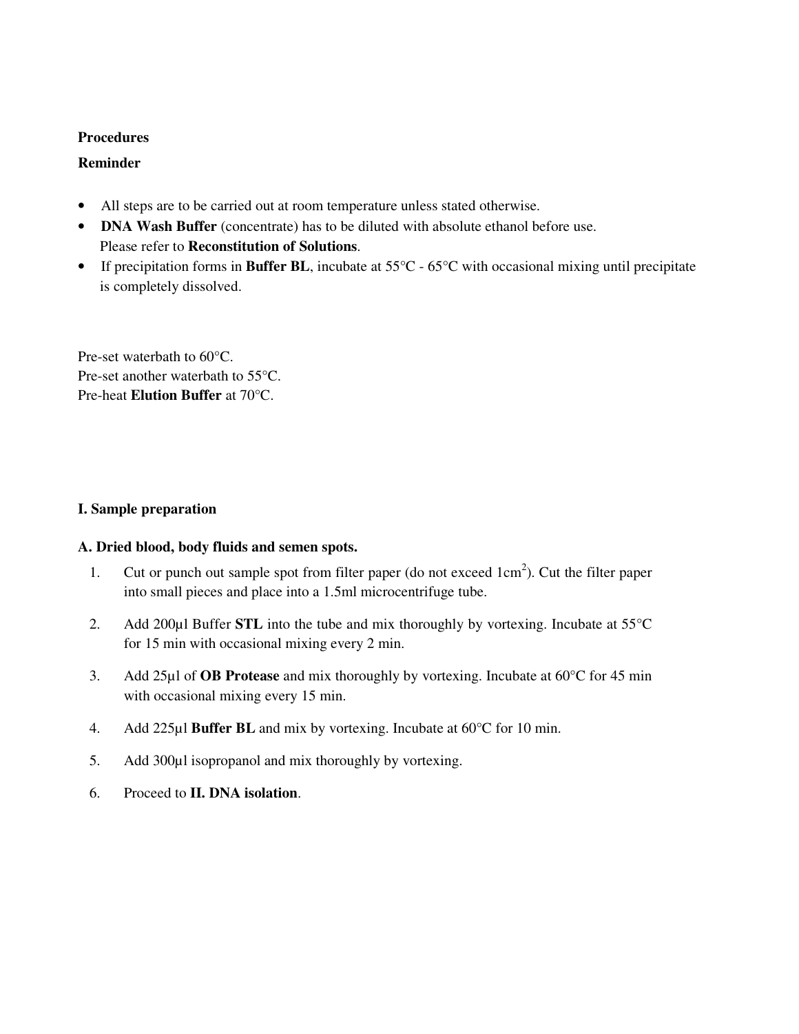**Procedures**

**Reminder**

- All steps are to be carried out at room temperature unless stated otherwise.
- **DNA Wash Buffer** (concentrate) has to be diluted with absolute ethanol before use. Please refer to **Reconstitution of Solutions**.
- If precipitation forms in **Buffer BL**, incubate at 55°C - 65°C with occasional mixing until precipitate is completely dissolved.

Pre-set waterbath to 60°C.
Pre-set another waterbath to 55°C.
Pre-heat **Elution Buffer** at 70°C.

**I. Sample preparation**

**A. Dried blood, body fluids and semen spots.**

1. Cut or punch out sample spot from filter paper (do not exceed 1cm$^2$). Cut the filter paper into small pieces and place into a 1.5ml microcentrifuge tube.
2. Add 200μl Buffer **STL** into the tube and mix thoroughly by vortexing. Incubate at 55°C for 15 min with occasional mixing every 2 min.
3. Add 25μl of **OB Protease** and mix thoroughly by vortexing. Incubate at 60°C for 45 min with occasional mixing every 15 min.
4. Add 225μl **Buffer BL** and mix by vortexing. Incubate at 60°C for 10 min.
5. Add 300μl isopropanol and mix thoroughly by vortexing.
6. Proceed to **II. DNA isolation**.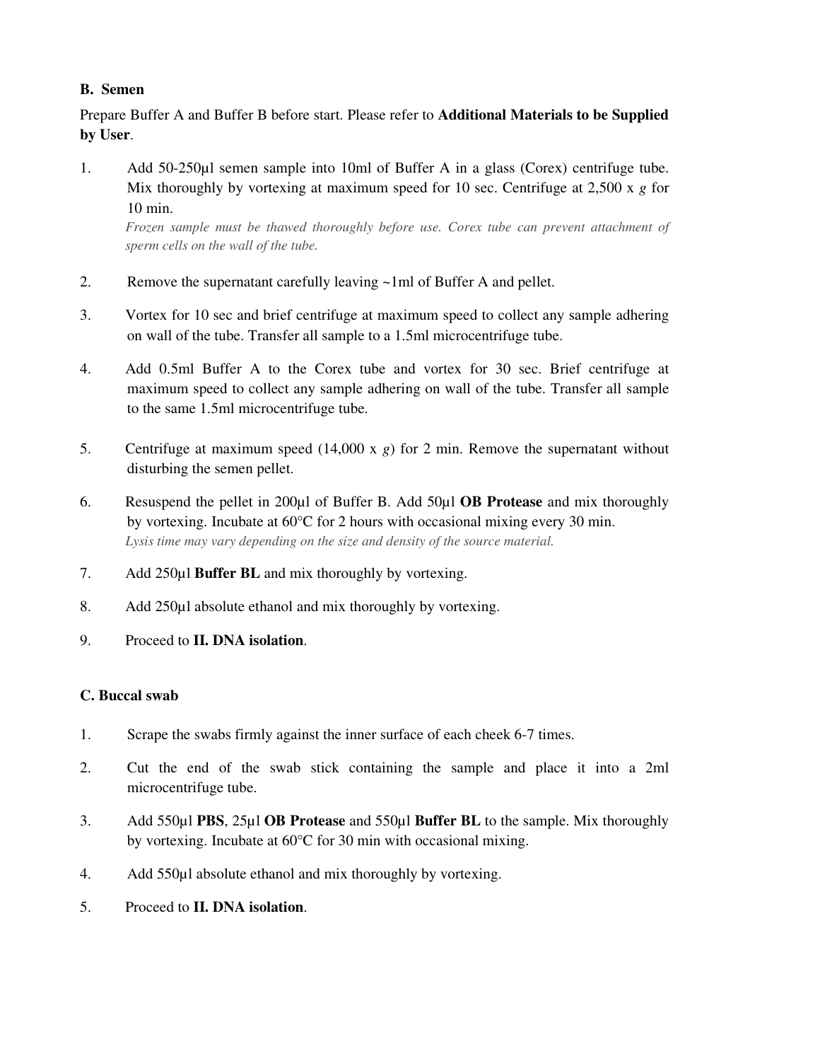### B. Semen

Prepare Buffer A and Buffer B before start. Please refer to **Additional Materials to be Supplied by User**.

1. Add 50-250µl semen sample into 10ml of Buffer A in a glass (Corex) centrifuge tube. Mix thoroughly by vortexing at maximum speed for 10 sec. Centrifuge at 2,500 x *g* for 10 min.
   *Frozen sample must be thawed thoroughly before use. Corex tube can prevent attachment of sperm cells on the wall of the tube.*
2. Remove the supernatant carefully leaving ~1ml of Buffer A and pellet.
3. Vortex for 10 sec and brief centrifuge at maximum speed to collect any sample adhering on wall of the tube. Transfer all sample to a 1.5ml microcentrifuge tube.
4. Add 0.5ml Buffer A to the Corex tube and vortex for 30 sec. Brief centrifuge at maximum speed to collect any sample adhering on wall of the tube. Transfer all sample to the same 1.5ml microcentrifuge tube.
5. Centrifuge at maximum speed (14,000 x *g*) for 2 min. Remove the supernatant without disturbing the semen pellet.
6. Resuspend the pellet in 200µl of Buffer B. Add 50µl **OB Protease** and mix thoroughly by vortexing. Incubate at 60°C for 2 hours with occasional mixing every 30 min.
   *Lysis time may vary depending on the size and density of the source material.*
7. Add 250µl **Buffer BL** and mix thoroughly by vortexing.
8. Add 250µl absolute ethanol and mix thoroughly by vortexing.
9. Proceed to **II. DNA isolation**.

### C. Buccal swab

1. Scrape the swabs firmly against the inner surface of each cheek 6-7 times.
2. Cut the end of the swab stick containing the sample and place it into a 2ml microcentrifuge tube.
3. Add 550µl **PBS**, 25µl **OB Protease** and 550µl **Buffer BL** to the sample. Mix thoroughly by vortexing. Incubate at 60°C for 30 min with occasional mixing.
4. Add 550µl absolute ethanol and mix thoroughly by vortexing.
5. Proceed to **II. DNA isolation**.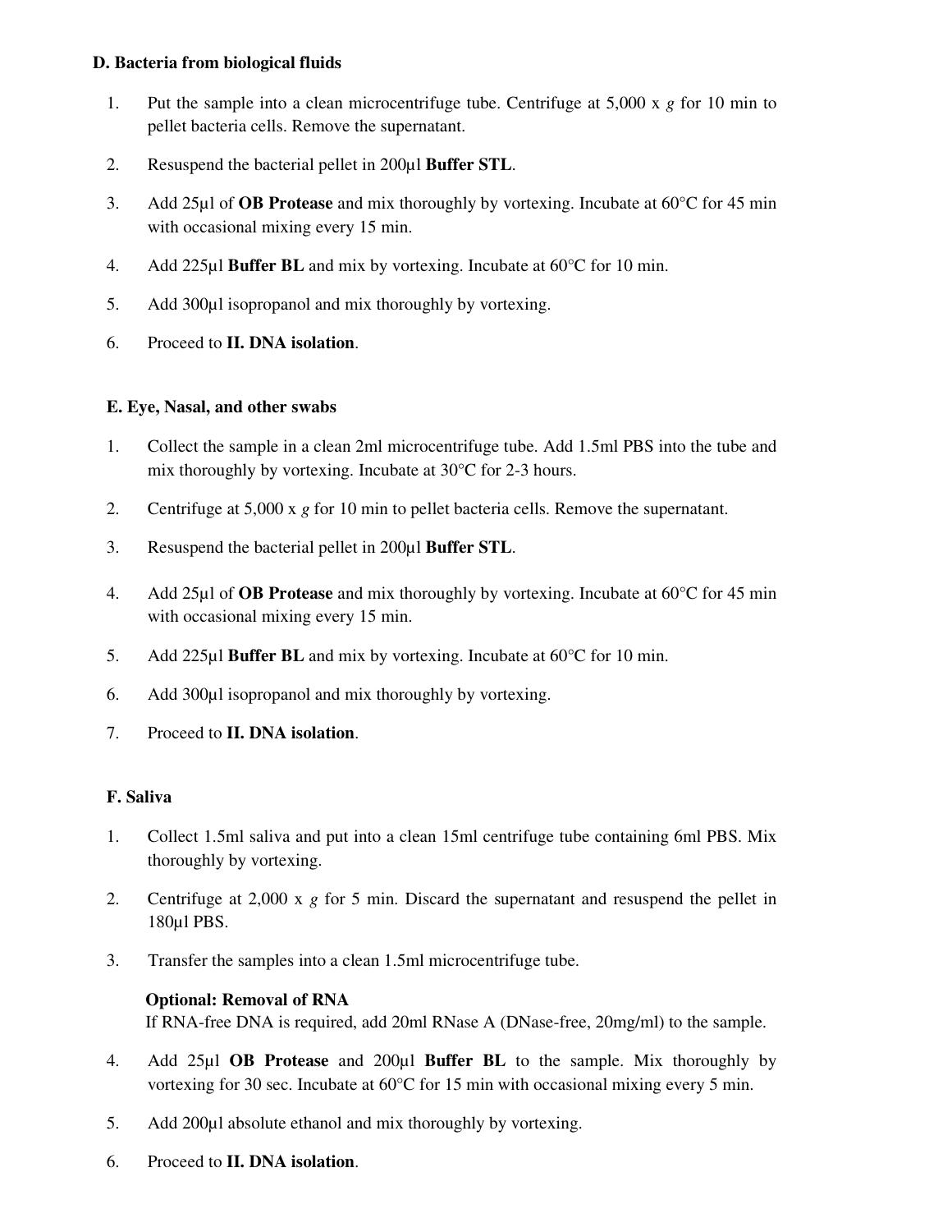### D. Bacteria from biological fluids

1. Put the sample into a clean microcentrifuge tube. Centrifuge at 5,000 x *g* for 10 min to pellet bacteria cells. Remove the supernatant.
2. Resuspend the bacterial pellet in 200µl **Buffer STL**.
3. Add 25µl of **OB Protease** and mix thoroughly by vortexing. Incubate at 60°C for 45 min with occasional mixing every 15 min.
4. Add 225µl **Buffer BL** and mix by vortexing. Incubate at 60°C for 10 min.
5. Add 300µl isopropanol and mix thoroughly by vortexing.
6. Proceed to **II. DNA isolation**.

### E. Eye, Nasal, and other swabs

1. Collect the sample in a clean 2ml microcentrifuge tube. Add 1.5ml PBS into the tube and mix thoroughly by vortexing. Incubate at 30°C for 2-3 hours.
2. Centrifuge at 5,000 x *g* for 10 min to pellet bacteria cells. Remove the supernatant.
3. Resuspend the bacterial pellet in 200µl **Buffer STL**.
4. Add 25µl of **OB Protease** and mix thoroughly by vortexing. Incubate at 60°C for 45 min with occasional mixing every 15 min.
5. Add 225µl **Buffer BL** and mix by vortexing. Incubate at 60°C for 10 min.
6. Add 300µl isopropanol and mix thoroughly by vortexing.
7. Proceed to **II. DNA isolation**.

### F. Saliva

1. Collect 1.5ml saliva and put into a clean 15ml centrifuge tube containing 6ml PBS. Mix thoroughly by vortexing.
2. Centrifuge at 2,000 x *g* for 5 min. Discard the supernatant and resuspend the pellet in 180µl PBS.
3. Transfer the samples into a clean 1.5ml microcentrifuge tube.

   **Optional: Removal of RNA**
   If RNA-free DNA is required, add 20ml RNase A (DNase-free, 20mg/ml) to the sample.

4. Add 25µl **OB Protease** and 200µl **Buffer BL** to the sample. Mix thoroughly by vortexing for 30 sec. Incubate at 60°C for 15 min with occasional mixing every 5 min.
5. Add 200µl absolute ethanol and mix thoroughly by vortexing.
6. Proceed to **II. DNA isolation**.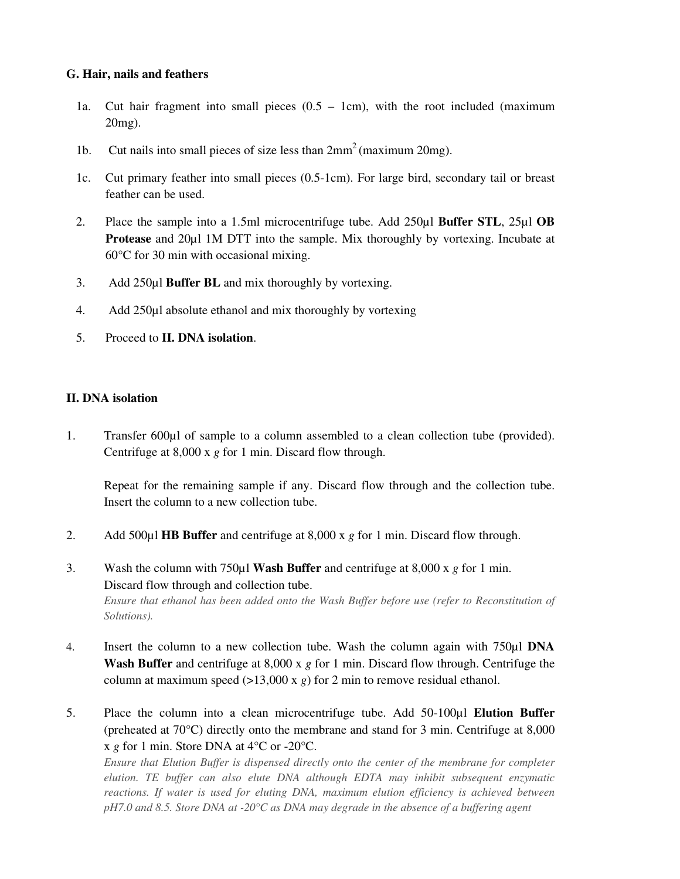### G. Hair, nails and feathers

1a. Cut hair fragment into small pieces (0.5 – 1cm), with the root included (maximum 20mg).

1b. Cut nails into small pieces of size less than $2mm^2$ (maximum 20mg).

1c. Cut primary feather into small pieces (0.5-1cm). For large bird, secondary tail or breast feather can be used.

2. Place the sample into a 1.5ml microcentrifuge tube. Add 250µl **Buffer STL**, 25µl **OB Protease** and 20µl 1M DTT into the sample. Mix thoroughly by vortexing. Incubate at 60°C for 30 min with occasional mixing.

3. Add 250µl **Buffer BL** and mix thoroughly by vortexing.

4. Add 250µl absolute ethanol and mix thoroughly by vortexing

5. Proceed to **II. DNA isolation**.

### II. DNA isolation

1. Transfer 600µl of sample to a column assembled to a clean collection tube (provided). Centrifuge at 8,000 x *g* for 1 min. Discard flow through.

   Repeat for the remaining sample if any. Discard flow through and the collection tube. Insert the column to a new collection tube.

2. Add 500µl **HB Buffer** and centrifuge at 8,000 x *g* for 1 min. Discard flow through.

3. Wash the column with 750µl **Wash Buffer** and centrifuge at 8,000 x *g* for 1 min. Discard flow through and collection tube.
   *Ensure that ethanol has been added onto the Wash Buffer before use (refer to Reconstitution of Solutions).*

4. Insert the column to a new collection tube. Wash the column again with 750µl **DNA Wash Buffer** and centrifuge at 8,000 x *g* for 1 min. Discard flow through. Centrifuge the column at maximum speed (>13,000 x *g*) for 2 min to remove residual ethanol.

5. Place the column into a clean microcentrifuge tube. Add 50-100µl **Elution Buffer** (preheated at 70°C) directly onto the membrane and stand for 3 min. Centrifuge at 8,000 x *g* for 1 min. Store DNA at 4°C or -20°C.
   *Ensure that Elution Buffer is dispensed directly onto the center of the membrane for completer elution. TE buffer can also elute DNA although EDTA may inhibit subsequent enzymatic reactions. If water is used for eluting DNA, maximum elution efficiency is achieved between pH7.0 and 8.5. Store DNA at -20°C as DNA may degrade in the absence of a buffering agent*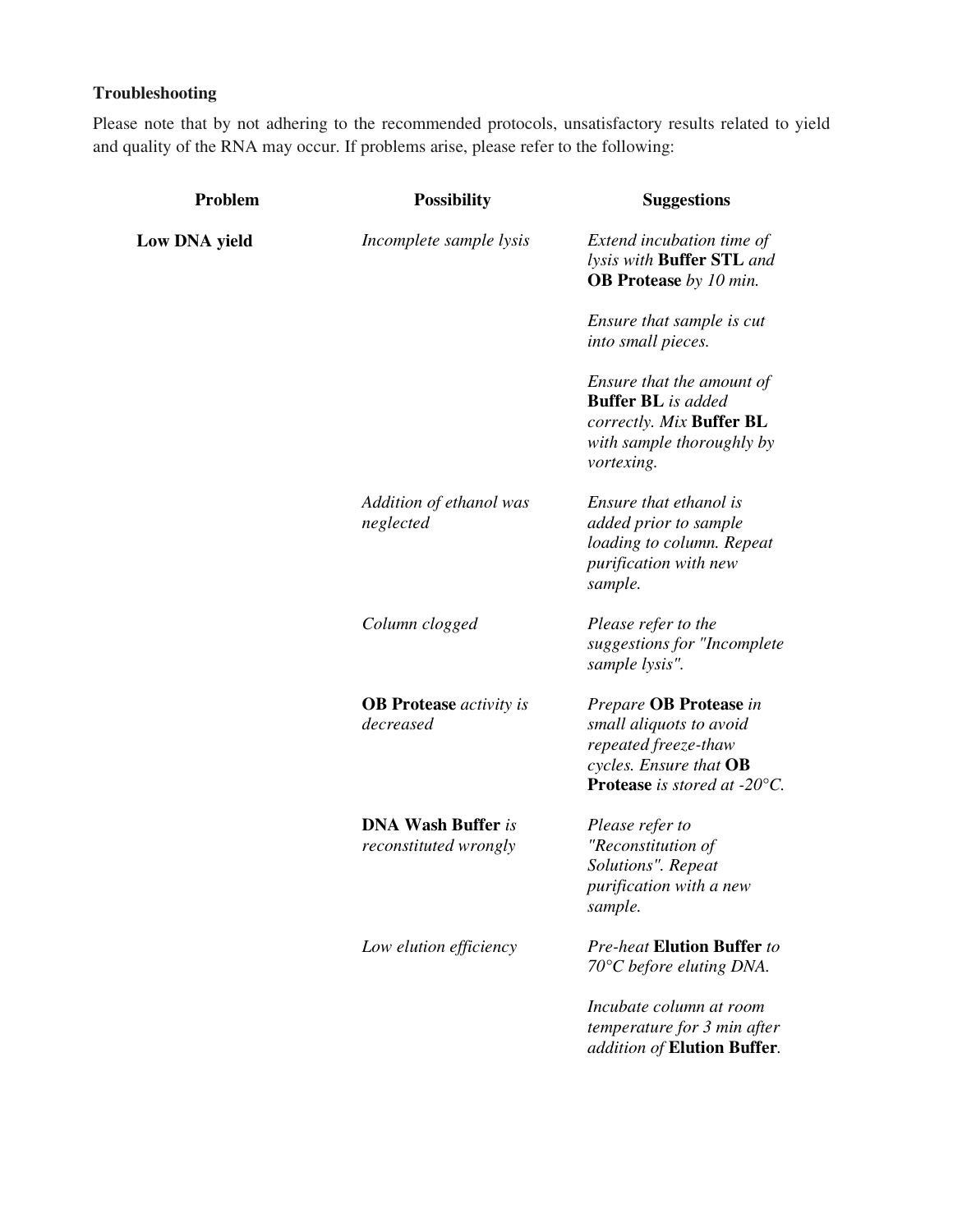**Troubleshooting**

Please note that by not adhering to the recommended protocols, unsatisfactory results related to yield and quality of the RNA may occur. If problems arise, please refer to the following:

| Problem | Possibility | Suggestions |
|---|---|---|
| **Low DNA yield** | *Incomplete sample lysis* | *Extend incubation time of lysis with* **Buffer STL** *and* **OB Protease** *by 10 min.*<br><br>*Ensure that sample is cut into small pieces.*<br><br>*Ensure that the amount of* **Buffer BL** *is added correctly. Mix* **Buffer BL** *with sample thoroughly by vortexing.* |
| | *Addition of ethanol was neglected* | *Ensure that ethanol is added prior to sample loading to column. Repeat purification with new sample.* |
| | *Column clogged* | *Please refer to the suggestions for "Incomplete sample lysis".* |
| | **OB Protease** *activity is decreased* | *Prepare* **OB Protease** *in small aliquots to avoid repeated freeze-thaw cycles. Ensure that* **OB Protease** *is stored at -20°C.* |
| | **DNA Wash Buffer** *is reconstituted wrongly* | *Please refer to "Reconstitution of Solutions". Repeat purification with a new sample.* |
| | *Low elution efficiency* | *Pre-heat* **Elution Buffer** *to 70°C before eluting DNA.*<br><br>*Incubate column at room temperature for 3 min after addition of* **Elution Buffer**. |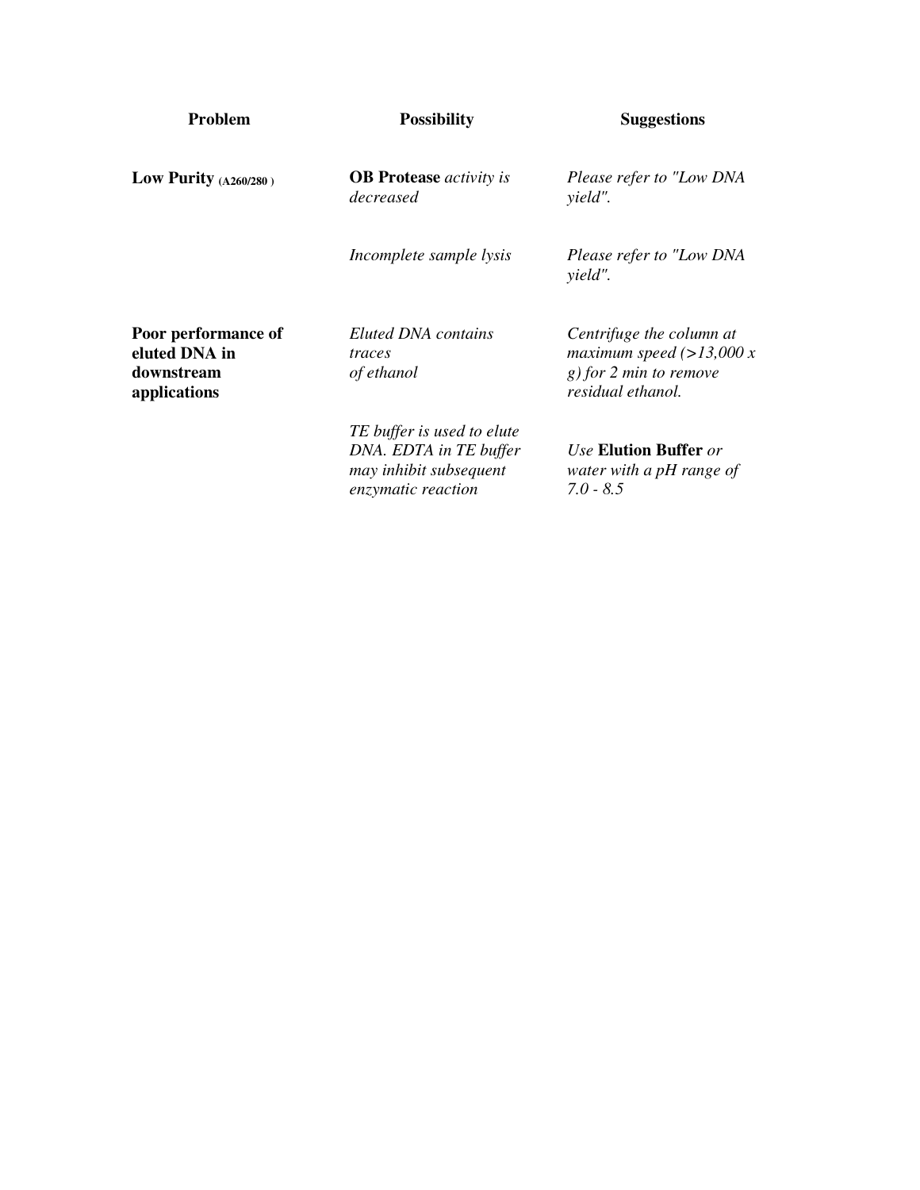| Problem | Possibility | Suggestions |
|---|---|---|
| **Low Purity** (A260/280) | **OB Protease** *activity is decreased* | *Please refer to "Low DNA yield".* |
| | *Incomplete sample lysis* | *Please refer to "Low DNA yield".* |
| **Poor performance of eluted DNA in downstream applications** | *Eluted DNA contains traces of ethanol* | *Centrifuge the column at maximum speed (>13,000 x g) for 2 min to remove residual ethanol.* |
| | *TE buffer is used to elute DNA. EDTA in TE buffer may inhibit subsequent enzymatic reaction* | *Use* **Elution Buffer** *or water with a pH range of 7.0 - 8.5* |